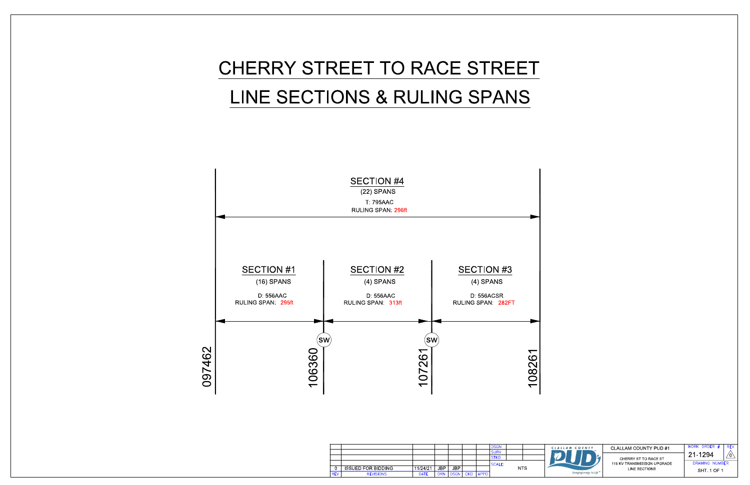# CHERRY STREET TO RACE STREET

# LINE SECTIONS & RULING SPANS

## SECTION #4

(22) SPANS

T: 795AAC

RULING SPAN: 296ft

## SECTION #1

(16) SPANS

D: 556AAC

RULING SPAN: 295ft

## SECTION #2

(4) SPANS

D: 556AAC

RULING SPAN: 313ft

## SECTION #3

(4) SPANS

D: 556ACSR

RULING SPAN: 282FT

SW

SW

097462

106360

107261

108261

| REV | REVISIONS | DATE | DRN | DSGN | CKD | APPD |
|---|---|---|---|---|---|---|
| | | | | | | |
| | | | | | | |
| | | | | | | |
| 0 | ISSUED FOR BIDDING | 11/24/21 | JBP | JBP | | |

DSGN

SURV

STKD

SCALE: NTS

CLALLAM COUNTY PUD

Bringing Energy to Life™

CLALLAM COUNTY PUD #1

CHERRY ST TO RACE ST
115 KV TRANSMISSION UPGRADE
LINE SECTIONS

WORK ORDER #: 21-1294

REV: 0

DRAWING NUMBER

SHT. 1 OF 1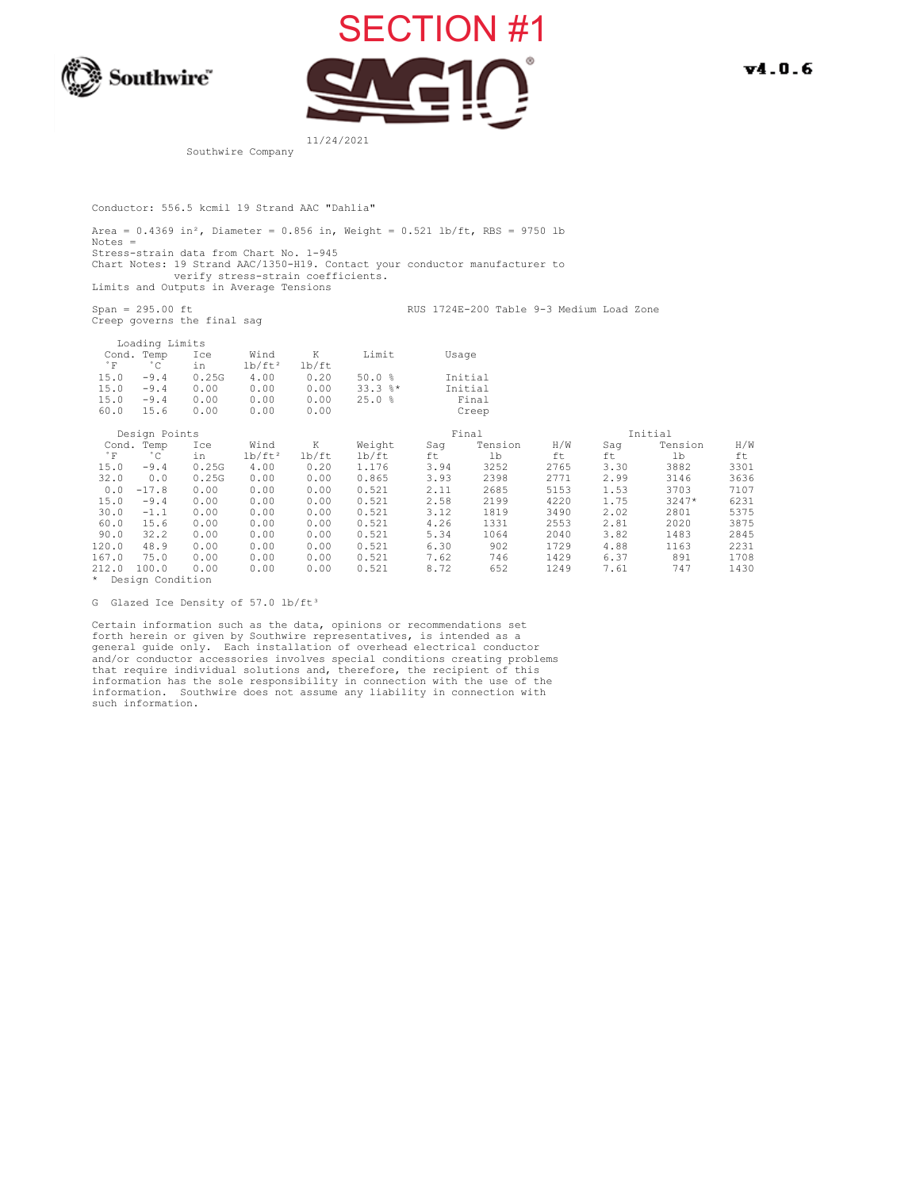# SECTION #1

Southwire™

SAG10®

v4.0.6

11/24/2021

Southwire Company

Conductor: 556.5 kcmil 19 Strand AAC "Dahlia"

Area = 0.4369 in², Diameter = 0.856 in, Weight = 0.521 lb/ft, RBS = 9750 lb
Notes =
Stress-strain data from Chart No. 1-945
Chart Notes: 19 Strand AAC/1350-H19. Contact your conductor manufacturer to verify stress-strain coefficients.
Limits and Outputs in Average Tensions

Span = 295.00 ft RUS 1724E-200 Table 9-3 Medium Load Zone
Creep governs the final sag

Loading Limits

| Cond. Temp °F | °C | Ice in | Wind lb/ft² | K lb/ft | Limit | Usage |
|---|---|---|---|---|---|---|
| 15.0 | -9.4 | 0.25G | 4.00 | 0.20 | 50.0 % | Initial |
| 15.0 | -9.4 | 0.00 | 0.00 | 0.00 | 33.3 %* | Initial |
| 15.0 | -9.4 | 0.00 | 0.00 | 0.00 | 25.0 % | Final |
| 60.0 | 15.6 | 0.00 | 0.00 | 0.00 | | Creep |

Design Points

| Cond. Temp | | Ice | Wind | K | Weight | Final | | | Initial | | |
|---|---|---|---|---|---|---|---|---|---|---|---|
| °F | °C | in | lb/ft² | lb/ft | lb/ft | Sag ft | Tension lb | H/W ft | Sag ft | Tension lb | H/W ft |
| 15.0 | -9.4 | 0.25G | 4.00 | 0.20 | 1.176 | 3.94 | 3252 | 2765 | 3.30 | 3882 | 3301 |
| 32.0 | 0.0 | 0.25G | 0.00 | 0.00 | 0.865 | 3.93 | 2398 | 2771 | 2.99 | 3146 | 3636 |
| 0.0 | -17.8 | 0.00 | 0.00 | 0.00 | 0.521 | 2.11 | 2685 | 5153 | 1.53 | 3703 | 7107 |
| 15.0 | -9.4 | 0.00 | 0.00 | 0.00 | 0.521 | 2.58 | 2199 | 4220 | 1.75 | 3247* | 6231 |
| 30.0 | -1.1 | 0.00 | 0.00 | 0.00 | 0.521 | 3.12 | 1819 | 3490 | 2.02 | 2801 | 5375 |
| 60.0 | 15.6 | 0.00 | 0.00 | 0.00 | 0.521 | 4.26 | 1331 | 2553 | 2.81 | 2020 | 3875 |
| 90.0 | 32.2 | 0.00 | 0.00 | 0.00 | 0.521 | 5.34 | 1064 | 2040 | 3.82 | 1483 | 2845 |
| 120.0 | 48.9 | 0.00 | 0.00 | 0.00 | 0.521 | 6.30 | 902 | 1729 | 4.88 | 1163 | 2231 |
| 167.0 | 75.0 | 0.00 | 0.00 | 0.00 | 0.521 | 7.62 | 746 | 1429 | 6.37 | 891 | 1708 |
| 212.0 | 100.0 | 0.00 | 0.00 | 0.00 | 0.521 | 8.72 | 652 | 1249 | 7.61 | 747 | 1430 |

\* Design Condition

G Glazed Ice Density of 57.0 lb/ft³

Certain information such as the data, opinions or recommendations set forth herein or given by Southwire representatives, is intended as a general guide only. Each installation of overhead electrical conductor and/or conductor accessories involves special conditions creating problems that require individual solutions and, therefore, the recipient of this information has the sole responsibility in connection with the use of the information. Southwire does not assume any liability in connection with such information.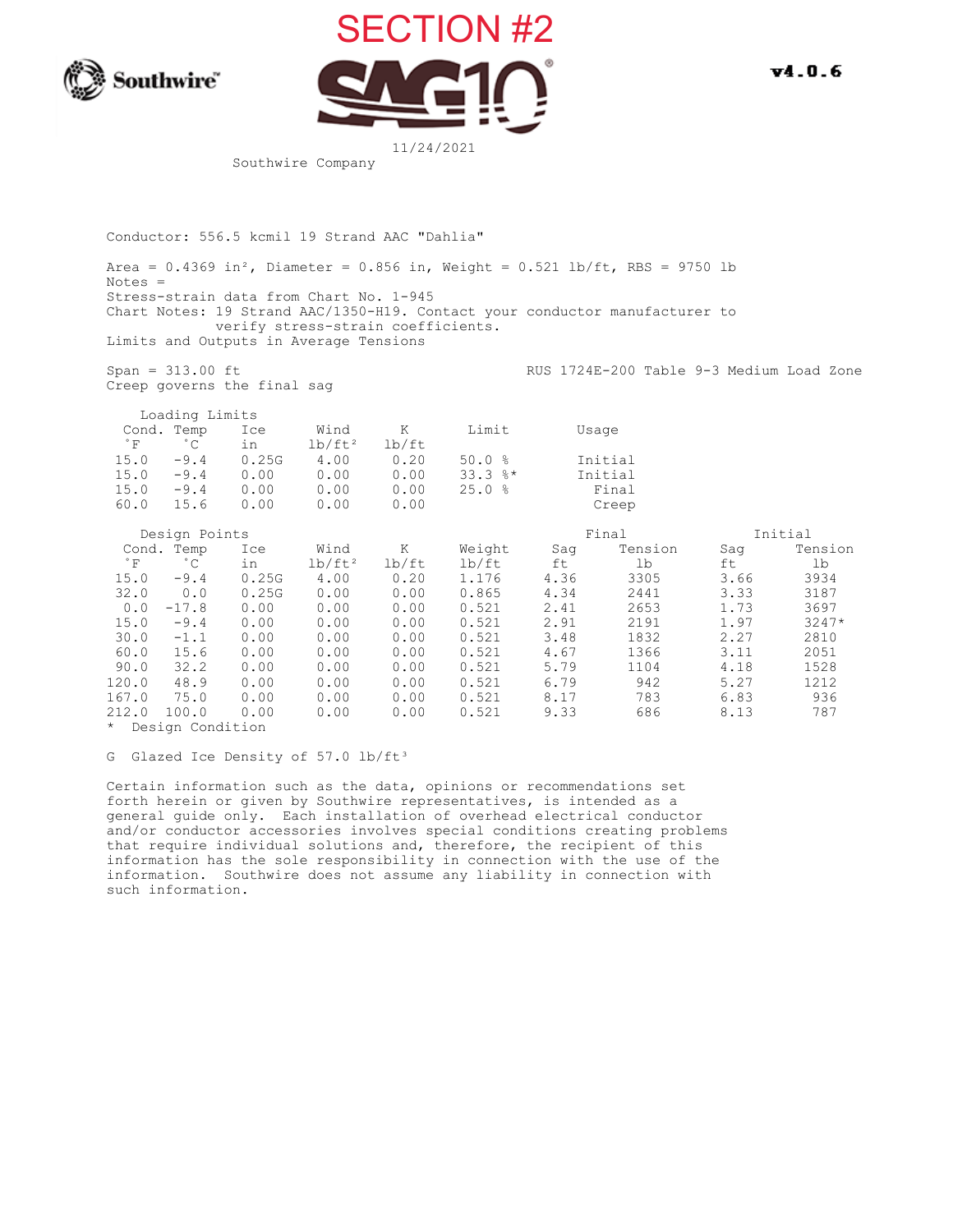# SECTION #2

Southwire

SAG10

v4.0.6

11/24/2021

Southwire Company

Conductor: 556.5 kcmil 19 Strand AAC "Dahlia"

Area = 0.4369 in², Diameter = 0.856 in, Weight = 0.521 lb/ft, RBS = 9750 lb
Notes =
Stress-strain data from Chart No. 1-945
Chart Notes: 19 Strand AAC/1350-H19. Contact your conductor manufacturer to verify stress-strain coefficients.
Limits and Outputs in Average Tensions

Span = 313.00 ft
Creep governs the final sag

RUS 1724E-200 Table 9-3 Medium Load Zone

Loading Limits

| Cond. Temp °F | °C | Ice in | Wind lb/ft² | K lb/ft | Limit | Usage |
|---|---|---|---|---|---|---|
| 15.0 | -9.4 | 0.25G | 4.00 | 0.20 | 50.0 % | Initial |
| 15.0 | -9.4 | 0.00 | 0.00 | 0.00 | 33.3 %* | Initial |
| 15.0 | -9.4 | 0.00 | 0.00 | 0.00 | 25.0 % | Final |
| 60.0 | 15.6 | 0.00 | 0.00 | 0.00 | | Creep |

Design Points

| Cond. Temp °F | °C | Ice in | Wind lb/ft² | K lb/ft | Weight lb/ft | Final Sag ft | Final Tension lb | Initial Sag ft | Initial Tension lb |
|---|---|---|---|---|---|---|---|---|---|
| 15.0 | -9.4 | 0.25G | 4.00 | 0.20 | 1.176 | 4.36 | 3305 | 3.66 | 3934 |
| 32.0 | 0.0 | 0.25G | 0.00 | 0.00 | 0.865 | 4.34 | 2441 | 3.33 | 3187 |
| 0.0 | -17.8 | 0.00 | 0.00 | 0.00 | 0.521 | 2.41 | 2653 | 1.73 | 3697 |
| 15.0 | -9.4 | 0.00 | 0.00 | 0.00 | 0.521 | 2.91 | 2191 | 1.97 | 3247* |
| 30.0 | -1.1 | 0.00 | 0.00 | 0.00 | 0.521 | 3.48 | 1832 | 2.27 | 2810 |
| 60.0 | 15.6 | 0.00 | 0.00 | 0.00 | 0.521 | 4.67 | 1366 | 3.11 | 2051 |
| 90.0 | 32.2 | 0.00 | 0.00 | 0.00 | 0.521 | 5.79 | 1104 | 4.18 | 1528 |
| 120.0 | 48.9 | 0.00 | 0.00 | 0.00 | 0.521 | 6.79 | 942 | 5.27 | 1212 |
| 167.0 | 75.0 | 0.00 | 0.00 | 0.00 | 0.521 | 8.17 | 783 | 6.83 | 936 |
| 212.0 | 100.0 | 0.00 | 0.00 | 0.00 | 0.521 | 9.33 | 686 | 8.13 | 787 |

\* Design Condition

G Glazed Ice Density of 57.0 lb/ft³

Certain information such as the data, opinions or recommendations set forth herein or given by Southwire representatives, is intended as a general guide only. Each installation of overhead electrical conductor and/or conductor accessories involves special conditions creating problems that require individual solutions and, therefore, the recipient of this information has the sole responsibility in connection with the use of the information. Southwire does not assume any liability in connection with such information.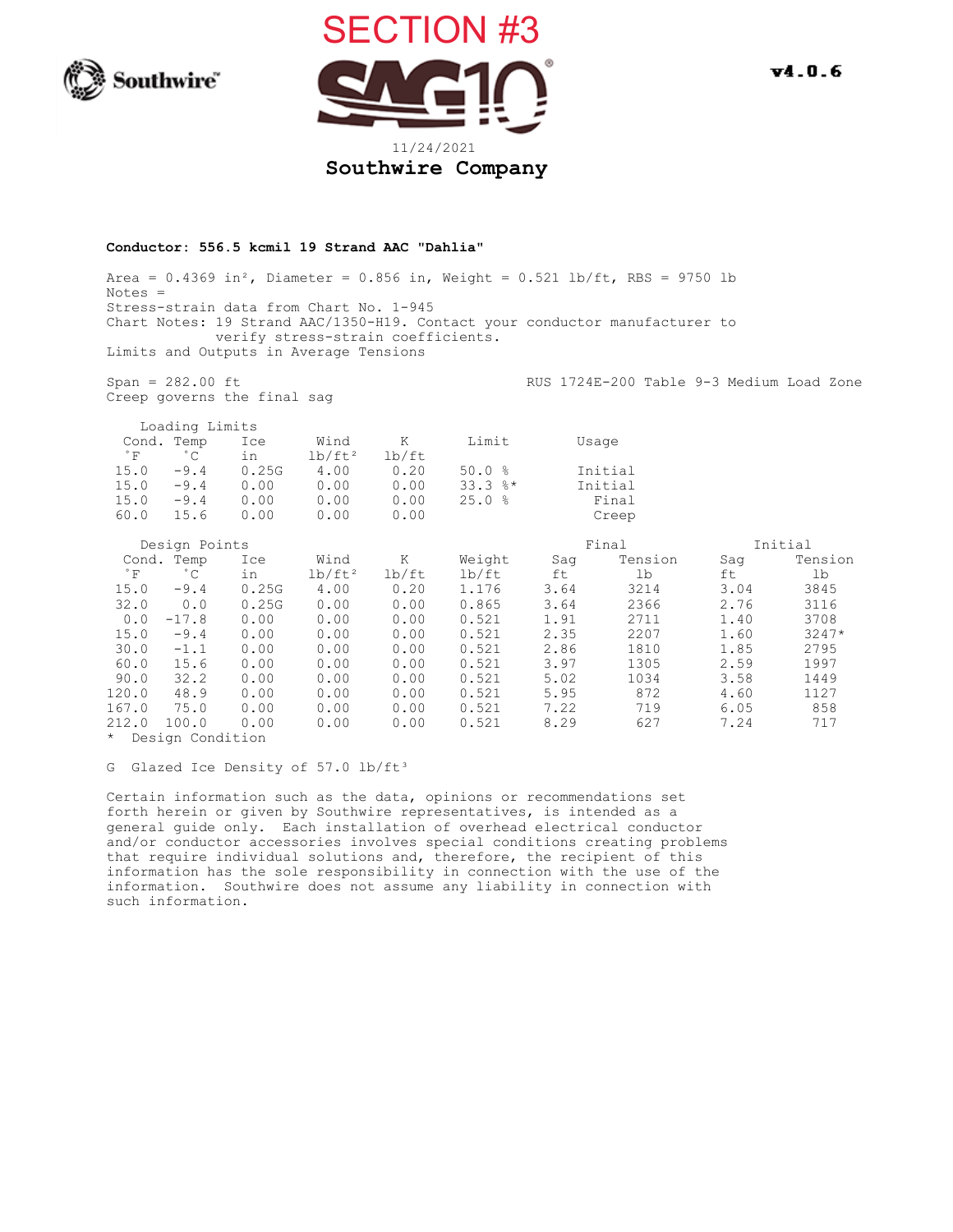# SECTION #3

Southwire™

SAG10®

v4.0.6

11/24/2021

**Southwire Company**

**Conductor: 556.5 kcmil 19 Strand AAC "Dahlia"**

Area = 0.4369 in², Diameter = 0.856 in, Weight = 0.521 lb/ft, RBS = 9750 lb
Notes =
Stress-strain data from Chart No. 1-945
Chart Notes: 19 Strand AAC/1350-H19. Contact your conductor manufacturer to verify stress-strain coefficients.
Limits and Outputs in Average Tensions

Span = 282.00 ft — RUS 1724E-200 Table 9-3 Medium Load Zone
Creep governs the final sag

Loading Limits

| Cond. °F | Temp °C | Ice in | Wind lb/ft² | K lb/ft | Limit | Usage |
|---|---|---|---|---|---|---|
| 15.0 | -9.4 | 0.25G | 4.00 | 0.20 | 50.0 % | Initial |
| 15.0 | -9.4 | 0.00 | 0.00 | 0.00 | 33.3 %* | Initial |
| 15.0 | -9.4 | 0.00 | 0.00 | 0.00 | 25.0 % | Final |
| 60.0 | 15.6 | 0.00 | 0.00 | 0.00 | | Creep |

Design Points

| Cond. °F | Temp °C | Ice in | Wind lb/ft² | K lb/ft | Weight lb/ft | Final Sag ft | Final Tension lb | Initial Sag ft | Initial Tension lb |
|---|---|---|---|---|---|---|---|---|---|
| 15.0 | -9.4 | 0.25G | 4.00 | 0.20 | 1.176 | 3.64 | 3214 | 3.04 | 3845 |
| 32.0 | 0.0 | 0.25G | 0.00 | 0.00 | 0.865 | 3.64 | 2366 | 2.76 | 3116 |
| 0.0 | -17.8 | 0.00 | 0.00 | 0.00 | 0.521 | 1.91 | 2711 | 1.40 | 3708 |
| 15.0 | -9.4 | 0.00 | 0.00 | 0.00 | 0.521 | 2.35 | 2207 | 1.60 | 3247* |
| 30.0 | -1.1 | 0.00 | 0.00 | 0.00 | 0.521 | 2.86 | 1810 | 1.85 | 2795 |
| 60.0 | 15.6 | 0.00 | 0.00 | 0.00 | 0.521 | 3.97 | 1305 | 2.59 | 1997 |
| 90.0 | 32.2 | 0.00 | 0.00 | 0.00 | 0.521 | 5.02 | 1034 | 3.58 | 1449 |
| 120.0 | 48.9 | 0.00 | 0.00 | 0.00 | 0.521 | 5.95 | 872 | 4.60 | 1127 |
| 167.0 | 75.0 | 0.00 | 0.00 | 0.00 | 0.521 | 7.22 | 719 | 6.05 | 858 |
| 212.0 | 100.0 | 0.00 | 0.00 | 0.00 | 0.521 | 8.29 | 627 | 7.24 | 717 |

\* Design Condition

G Glazed Ice Density of 57.0 lb/ft³

Certain information such as the data, opinions or recommendations set forth herein or given by Southwire representatives, is intended as a general guide only. Each installation of overhead electrical conductor and/or conductor accessories involves special conditions creating problems that require individual solutions and, therefore, the recipient of this information has the sole responsibility in connection with the use of the information. Southwire does not assume any liability in connection with such information.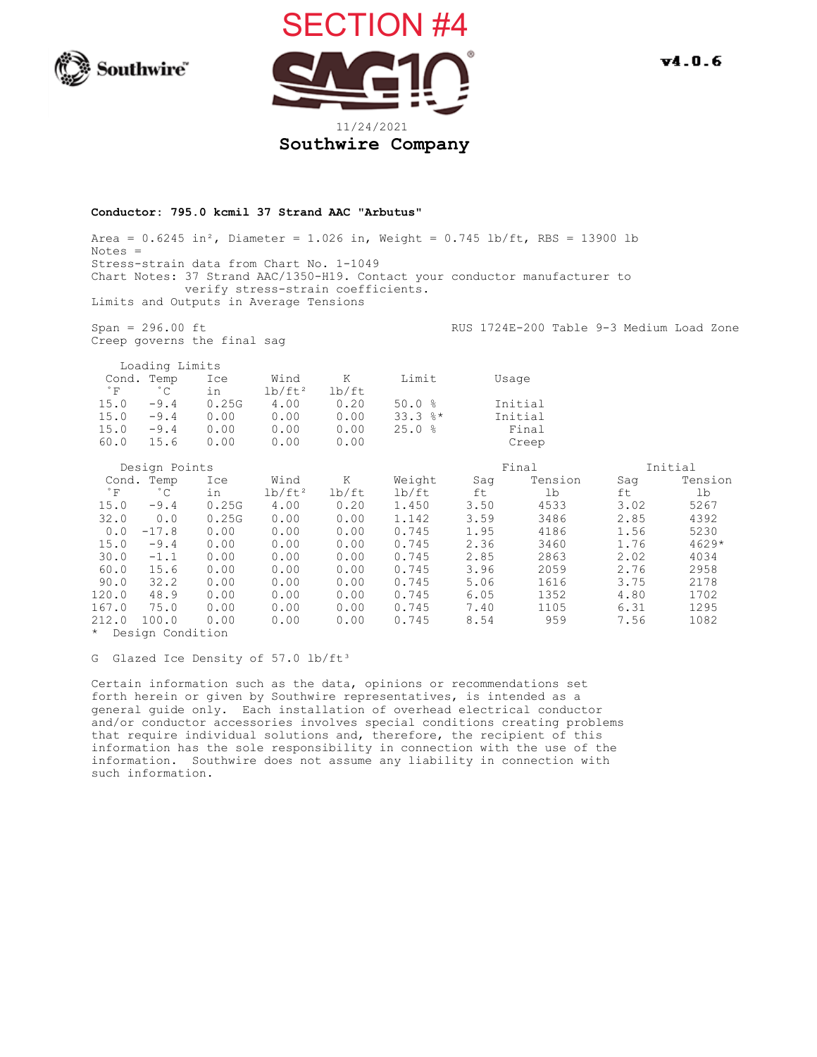# SECTION #4

v4.0.6

11/24/2021

**Southwire Company**

**Conductor: 795.0 kcmil 37 Strand AAC "Arbutus"**

Area = 0.6245 in², Diameter = 1.026 in, Weight = 0.745 lb/ft, RBS = 13900 lb
Notes =
Stress-strain data from Chart No. 1-1049
Chart Notes: 37 Strand AAC/1350-H19. Contact your conductor manufacturer to verify stress-strain coefficients.
Limits and Outputs in Average Tensions

Span = 296.00 ft — RUS 1724E-200 Table 9-3 Medium Load Zone
Creep governs the final sag

Loading Limits

| Cond. °F | Temp °C | Ice in | Wind lb/ft² | K lb/ft | Limit | Usage |
|---|---|---|---|---|---|---|
| 15.0 | -9.4 | 0.25G | 4.00 | 0.20 | 50.0 % | Initial |
| 15.0 | -9.4 | 0.00 | 0.00 | 0.00 | 33.3 %* | Initial |
| 15.0 | -9.4 | 0.00 | 0.00 | 0.00 | 25.0 % | Final |
| 60.0 | 15.6 | 0.00 | 0.00 | 0.00 | | Creep |

Design Points

| | | | | | | Final | | Initial | |
|---|---|---|---|---|---|---|---|---|---|
| Cond. °F | Temp °C | Ice in | Wind lb/ft² | K lb/ft | Weight lb/ft | Sag ft | Tension lb | Sag ft | Tension lb |
| 15.0 | -9.4 | 0.25G | 4.00 | 0.20 | 1.450 | 3.50 | 4533 | 3.02 | 5267 |
| 32.0 | 0.0 | 0.25G | 0.00 | 0.00 | 1.142 | 3.59 | 3486 | 2.85 | 4392 |
| 0.0 | -17.8 | 0.00 | 0.00 | 0.00 | 0.745 | 1.95 | 4186 | 1.56 | 5230 |
| 15.0 | -9.4 | 0.00 | 0.00 | 0.00 | 0.745 | 2.36 | 3460 | 1.76 | 4629* |
| 30.0 | -1.1 | 0.00 | 0.00 | 0.00 | 0.745 | 2.85 | 2863 | 2.02 | 4034 |
| 60.0 | 15.6 | 0.00 | 0.00 | 0.00 | 0.745 | 3.96 | 2059 | 2.76 | 2958 |
| 90.0 | 32.2 | 0.00 | 0.00 | 0.00 | 0.745 | 5.06 | 1616 | 3.75 | 2178 |
| 120.0 | 48.9 | 0.00 | 0.00 | 0.00 | 0.745 | 6.05 | 1352 | 4.80 | 1702 |
| 167.0 | 75.0 | 0.00 | 0.00 | 0.00 | 0.745 | 7.40 | 1105 | 6.31 | 1295 |
| 212.0 | 100.0 | 0.00 | 0.00 | 0.00 | 0.745 | 8.54 | 959 | 7.56 | 1082 |

\* Design Condition

G Glazed Ice Density of 57.0 lb/ft³

Certain information such as the data, opinions or recommendations set forth herein or given by Southwire representatives, is intended as a general guide only. Each installation of overhead electrical conductor and/or conductor accessories involves special conditions creating problems that require individual solutions and, therefore, the recipient of this information has the sole responsibility in connection with the use of the information. Southwire does not assume any liability in connection with such information.